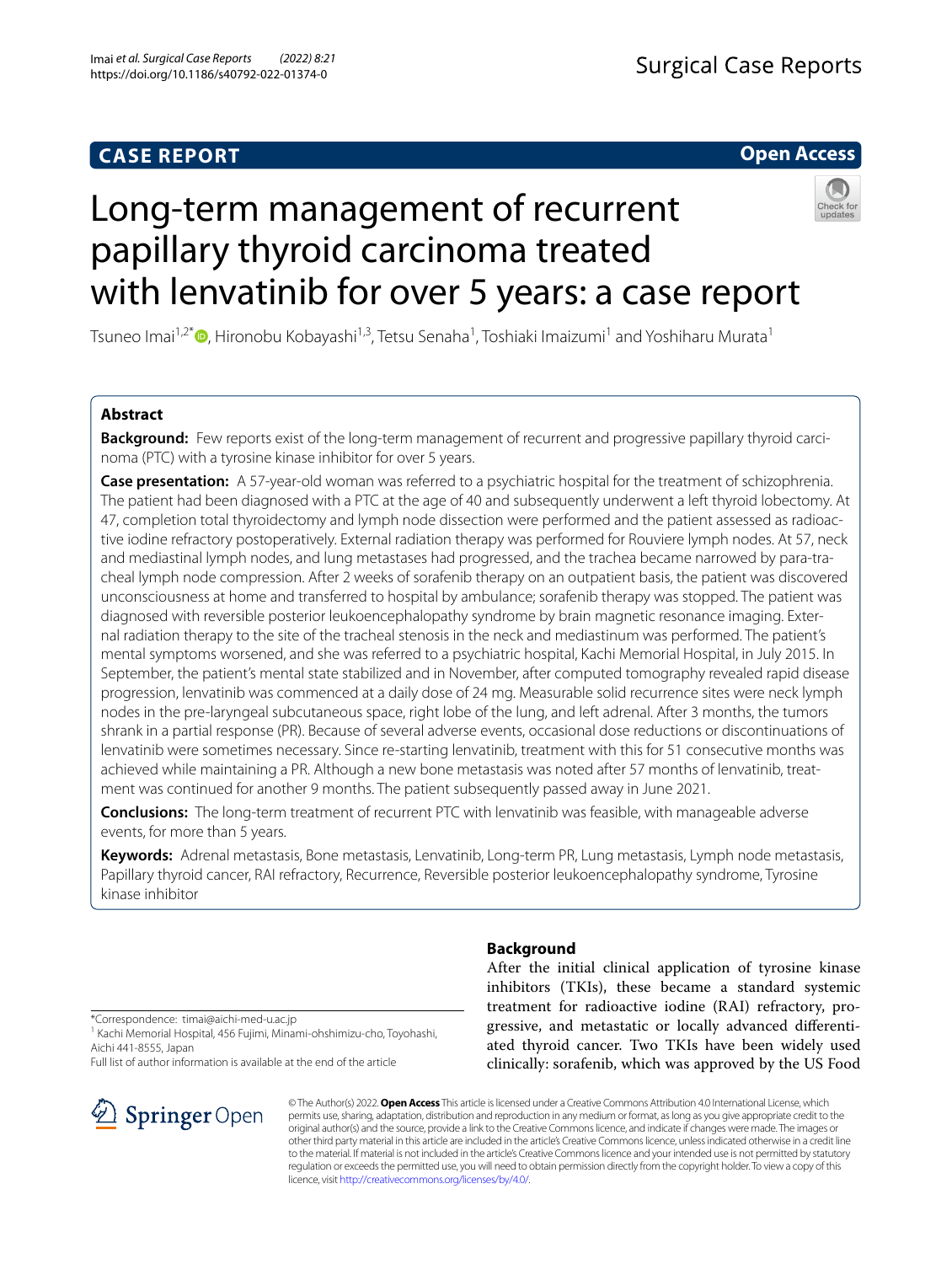CASE REPORT

Open Access

# Long-term management of recurrent papillary thyroid carcinoma treated with lenvatinib for over 5 years: a case report

Tsuneo Imai[1,2*], Hironobu Kobayashi[1,3], Tetsu Senaha[1], Toshiaki Imaizumi[1] and Yoshiharu Murata[1]

## Abstract

**Background:** Few reports exist of the long-term management of recurrent and progressive papillary thyroid carcinoma (PTC) with a tyrosine kinase inhibitor for over 5 years.

**Case presentation:** A 57-year-old woman was referred to a psychiatric hospital for the treatment of schizophrenia. The patient had been diagnosed with a PTC at the age of 40 and subsequently underwent a left thyroid lobectomy. At 47, completion total thyroidectomy and lymph node dissection were performed and the patient assessed as radioactive iodine refractory postoperatively. External radiation therapy was performed for Rouviere lymph nodes. At 57, neck and mediastinal lymph nodes, and lung metastases had progressed, and the trachea became narrowed by para-tracheal lymph node compression. After 2 weeks of sorafenib therapy on an outpatient basis, the patient was discovered unconsciousness at home and transferred to hospital by ambulance; sorafenib therapy was stopped. The patient was diagnosed with reversible posterior leukoencephalopathy syndrome by brain magnetic resonance imaging. External radiation therapy to the site of the tracheal stenosis in the neck and mediastinum was performed. The patient's mental symptoms worsened, and she was referred to a psychiatric hospital, Kachi Memorial Hospital, in July 2015. In September, the patient's mental state stabilized and in November, after computed tomography revealed rapid disease progression, lenvatinib was commenced at a daily dose of 24 mg. Measurable solid recurrence sites were neck lymph nodes in the pre-laryngeal subcutaneous space, right lobe of the lung, and left adrenal. After 3 months, the tumors shrank in a partial response (PR). Because of several adverse events, occasional dose reductions or discontinuations of lenvatinib were sometimes necessary. Since re-starting lenvatinib, treatment with this for 51 consecutive months was achieved while maintaining a PR. Although a new bone metastasis was noted after 57 months of lenvatinib, treatment was continued for another 9 months. The patient subsequently passed away in June 2021.

**Conclusions:** The long-term treatment of recurrent PTC with lenvatinib was feasible, with manageable adverse events, for more than 5 years.

**Keywords:** Adrenal metastasis, Bone metastasis, Lenvatinib, Long-term PR, Lung metastasis, Lymph node metastasis, Papillary thyroid cancer, RAI refractory, Recurrence, Reversible posterior leukoencephalopathy syndrome, Tyrosine kinase inhibitor

*Correspondence: timai@aichi-med-u.ac.jp
[1] Kachi Memorial Hospital, 456 Fujimi, Minami-ohshimizu-cho, Toyohashi, Aichi 441-8555, Japan
Full list of author information is available at the end of the article

## Background

After the initial clinical application of tyrosine kinase inhibitors (TKIs), these became a standard systemic treatment for radioactive iodine (RAI) refractory, progressive, and metastatic or locally advanced differentiated thyroid cancer. Two TKIs have been widely used clinically: sorafenib, which was approved by the US Food

© The Author(s) 2022. **Open Access** This article is licensed under a Creative Commons Attribution 4.0 International License, which permits use, sharing, adaptation, distribution and reproduction in any medium or format, as long as you give appropriate credit to the original author(s) and the source, provide a link to the Creative Commons licence, and indicate if changes were made. The images or other third party material in this article are included in the article's Creative Commons licence, unless indicated otherwise in a credit line to the material. If material is not included in the article's Creative Commons licence and your intended use is not permitted by statutory regulation or exceeds the permitted use, you will need to obtain permission directly from the copyright holder. To view a copy of this licence, visit http://creativecommons.org/licenses/by/4.0/.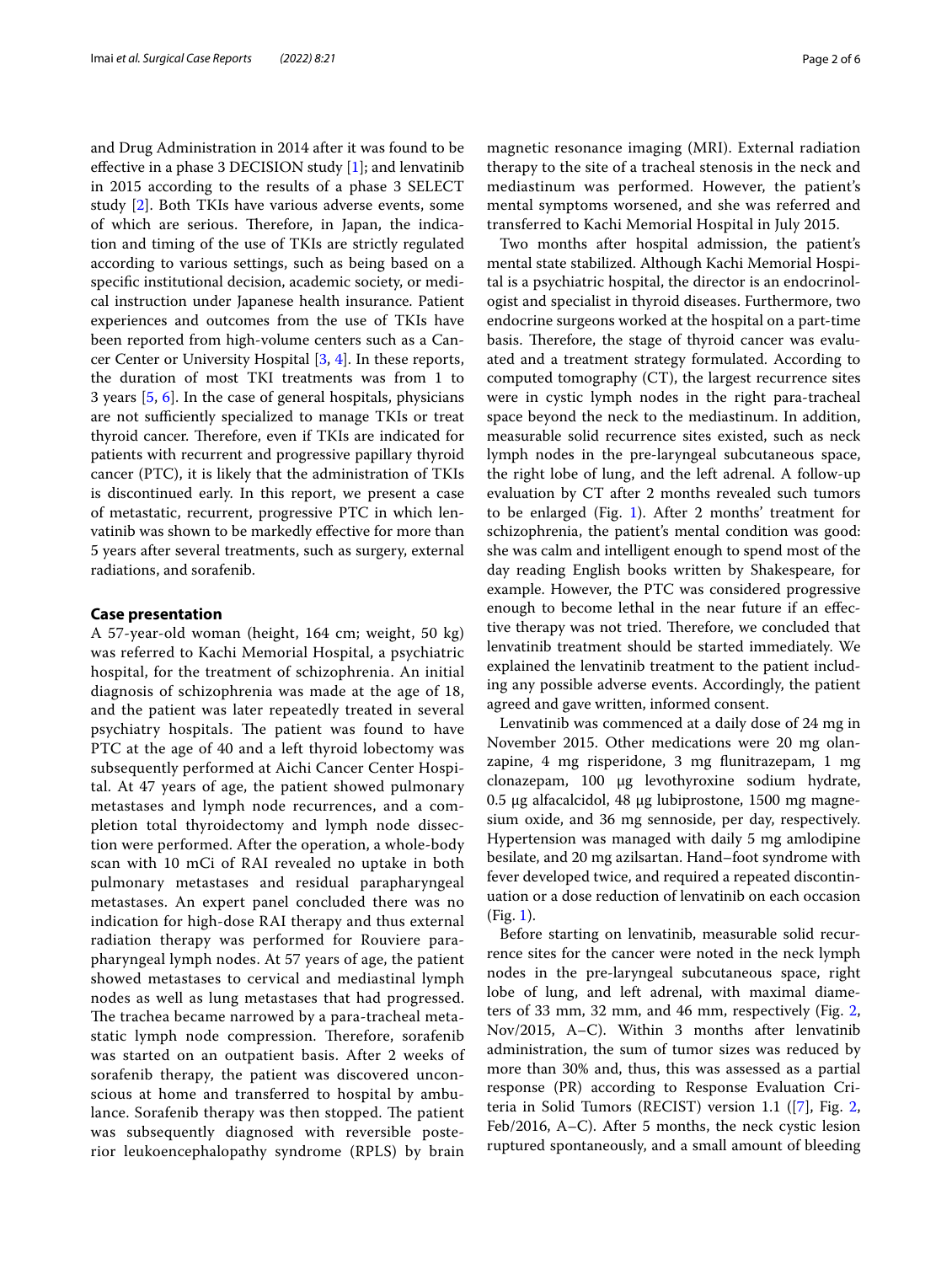and Drug Administration in 2014 after it was found to be effective in a phase 3 DECISION study [1]; and lenvatinib in 2015 according to the results of a phase 3 SELECT study [2]. Both TKIs have various adverse events, some of which are serious. Therefore, in Japan, the indication and timing of the use of TKIs are strictly regulated according to various settings, such as being based on a specific institutional decision, academic society, or medical instruction under Japanese health insurance. Patient experiences and outcomes from the use of TKIs have been reported from high-volume centers such as a Cancer Center or University Hospital [3, 4]. In these reports, the duration of most TKI treatments was from 1 to 3 years [5, 6]. In the case of general hospitals, physicians are not sufficiently specialized to manage TKIs or treat thyroid cancer. Therefore, even if TKIs are indicated for patients with recurrent and progressive papillary thyroid cancer (PTC), it is likely that the administration of TKIs is discontinued early. In this report, we present a case of metastatic, recurrent, progressive PTC in which lenvatinib was shown to be markedly effective for more than 5 years after several treatments, such as surgery, external radiations, and sorafenib.

## Case presentation

A 57-year-old woman (height, 164 cm; weight, 50 kg) was referred to Kachi Memorial Hospital, a psychiatric hospital, for the treatment of schizophrenia. An initial diagnosis of schizophrenia was made at the age of 18, and the patient was later repeatedly treated in several psychiatry hospitals. The patient was found to have PTC at the age of 40 and a left thyroid lobectomy was subsequently performed at Aichi Cancer Center Hospital. At 47 years of age, the patient showed pulmonary metastases and lymph node recurrences, and a completion total thyroidectomy and lymph node dissection were performed. After the operation, a whole-body scan with 10 mCi of RAI revealed no uptake in both pulmonary metastases and residual parapharyngeal metastases. An expert panel concluded there was no indication for high-dose RAI therapy and thus external radiation therapy was performed for Rouviere parapharyngeal lymph nodes. At 57 years of age, the patient showed metastases to cervical and mediastinal lymph nodes as well as lung metastases that had progressed. The trachea became narrowed by a para-tracheal metastatic lymph node compression. Therefore, sorafenib was started on an outpatient basis. After 2 weeks of sorafenib therapy, the patient was discovered unconscious at home and transferred to hospital by ambulance. Sorafenib therapy was then stopped. The patient was subsequently diagnosed with reversible posterior leukoencephalopathy syndrome (RPLS) by brain magnetic resonance imaging (MRI). External radiation therapy to the site of a tracheal stenosis in the neck and mediastinum was performed. However, the patient's mental symptoms worsened, and she was referred and transferred to Kachi Memorial Hospital in July 2015.

Two months after hospital admission, the patient's mental state stabilized. Although Kachi Memorial Hospital is a psychiatric hospital, the director is an endocrinologist and specialist in thyroid diseases. Furthermore, two endocrine surgeons worked at the hospital on a part-time basis. Therefore, the stage of thyroid cancer was evaluated and a treatment strategy formulated. According to computed tomography (CT), the largest recurrence sites were in cystic lymph nodes in the right para-tracheal space beyond the neck to the mediastinum. In addition, measurable solid recurrence sites existed, such as neck lymph nodes in the pre-laryngeal subcutaneous space, the right lobe of lung, and the left adrenal. A follow-up evaluation by CT after 2 months revealed such tumors to be enlarged (Fig. 1). After 2 months' treatment for schizophrenia, the patient's mental condition was good: she was calm and intelligent enough to spend most of the day reading English books written by Shakespeare, for example. However, the PTC was considered progressive enough to become lethal in the near future if an effective therapy was not tried. Therefore, we concluded that lenvatinib treatment should be started immediately. We explained the lenvatinib treatment to the patient including any possible adverse events. Accordingly, the patient agreed and gave written, informed consent.

Lenvatinib was commenced at a daily dose of 24 mg in November 2015. Other medications were 20 mg olanzapine, 4 mg risperidone, 3 mg flunitrazepam, 1 mg clonazepam, 100 μg levothyroxine sodium hydrate, 0.5 μg alfacalcidol, 48 μg lubiprostone, 1500 mg magnesium oxide, and 36 mg sennoside, per day, respectively. Hypertension was managed with daily 5 mg amlodipine besilate, and 20 mg azilsartan. Hand–foot syndrome with fever developed twice, and required a repeated discontinuation or a dose reduction of lenvatinib on each occasion (Fig. 1).

Before starting on lenvatinib, measurable solid recurrence sites for the cancer were noted in the neck lymph nodes in the pre-laryngeal subcutaneous space, right lobe of lung, and left adrenal, with maximal diameters of 33 mm, 32 mm, and 46 mm, respectively (Fig. 2, Nov/2015, A–C). Within 3 months after lenvatinib administration, the sum of tumor sizes was reduced by more than 30% and, thus, this was assessed as a partial response (PR) according to Response Evaluation Criteria in Solid Tumors (RECIST) version 1.1 ([7], Fig. 2, Feb/2016, A–C). After 5 months, the neck cystic lesion ruptured spontaneously, and a small amount of bleeding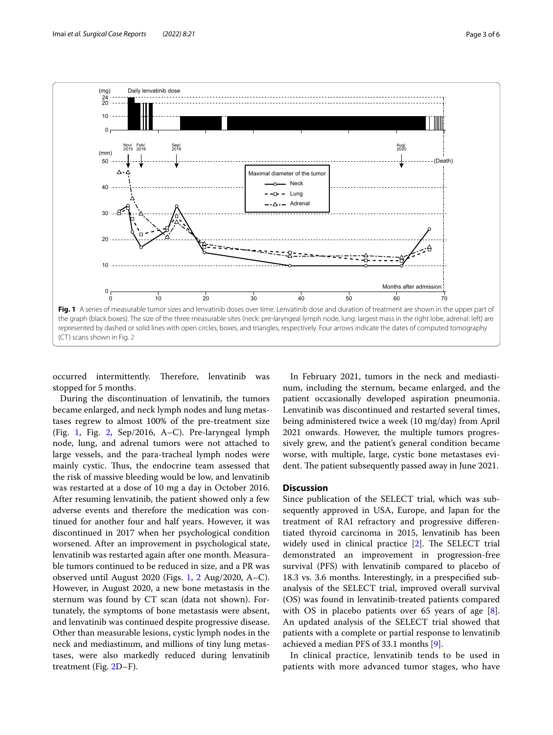**Fig. 1** A series of measurable tumor sizes and lenvatinib doses over time. Lenvatinib dose and duration of treatment are shown in the upper part of the graph (black boxes). The size of the three measurable sites (neck: pre-laryngeal lymph node, lung: largest mass in the right lobe, adrenal: left) are represented by dashed or solid lines with open circles, boxes, and triangles, respectively. Four arrows indicate the dates of computed tomography (CT) scans shown in Fig. 2

occurred intermittently. Therefore, lenvatinib was stopped for 5 months.

During the discontinuation of lenvatinib, the tumors became enlarged, and neck lymph nodes and lung metastases regrew to almost 100% of the pre-treatment size (Fig. 1, Fig. 2, Sep/2016, A–C). Pre-laryngeal lymph node, lung, and adrenal tumors were not attached to large vessels, and the para-tracheal lymph nodes were mainly cystic. Thus, the endocrine team assessed that the risk of massive bleeding would be low, and lenvatinib was restarted at a dose of 10 mg a day in October 2016. After resuming lenvatinib, the patient showed only a few adverse events and therefore the medication was continued for another four and half years. However, it was discontinued in 2017 when her psychological condition worsened. After an improvement in psychological state, lenvatinib was restarted again after one month. Measurable tumors continued to be reduced in size, and a PR was observed until August 2020 (Figs. 1, 2 Aug/2020, A–C). However, in August 2020, a new bone metastasis in the sternum was found by CT scan (data not shown). Fortunately, the symptoms of bone metastasis were absent, and lenvatinib was continued despite progressive disease. Other than measurable lesions, cystic lymph nodes in the neck and mediastinum, and millions of tiny lung metastases, were also markedly reduced during lenvatinib treatment (Fig. 2D–F).

In February 2021, tumors in the neck and mediastinum, including the sternum, became enlarged, and the patient occasionally developed aspiration pneumonia. Lenvatinib was discontinued and restarted several times, being administered twice a week (10 mg/day) from April 2021 onwards. However, the multiple tumors progressively grew, and the patient's general condition became worse, with multiple, large, cystic bone metastases evident. The patient subsequently passed away in June 2021.

## Discussion

Since publication of the SELECT trial, which was subsequently approved in USA, Europe, and Japan for the treatment of RAI refractory and progressive differentiated thyroid carcinoma in 2015, lenvatinib has been widely used in clinical practice [2]. The SELECT trial demonstrated an improvement in progression-free survival (PFS) with lenvatinib compared to placebo of 18.3 vs. 3.6 months. Interestingly, in a prespecified subanalysis of the SELECT trial, improved overall survival (OS) was found in lenvatinib-treated patients compared with OS in placebo patients over 65 years of age [8]. An updated analysis of the SELECT trial showed that patients with a complete or partial response to lenvatinib achieved a median PFS of 33.1 months [9].

In clinical practice, lenvatinib tends to be used in patients with more advanced tumor stages, who have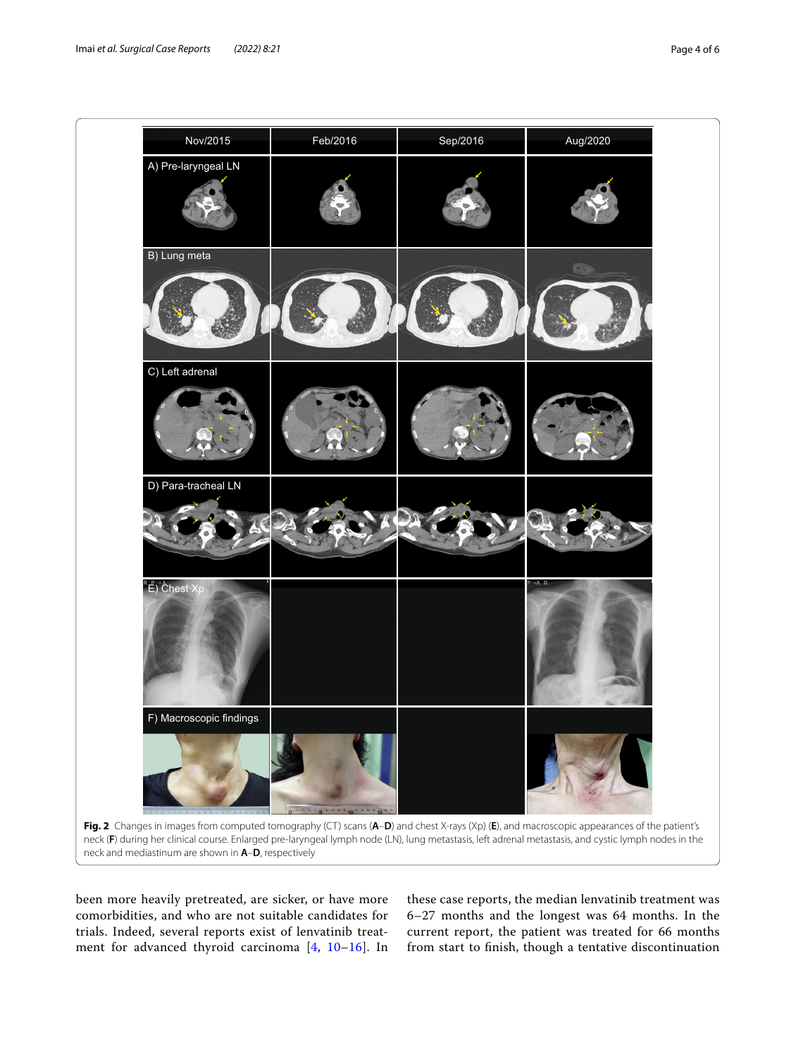**Fig. 2** Changes in images from computed tomography (CT) scans (**A**–**D**) and chest X-rays (Xp) (**E**), and macroscopic appearances of the patient's neck (**F**) during her clinical course. Enlarged pre-laryngeal lymph node (LN), lung metastasis, left adrenal metastasis, and cystic lymph nodes in the neck and mediastinum are shown in **A**–**D**, respectively

been more heavily pretreated, are sicker, or have more comorbidities, and who are not suitable candidates for trials. Indeed, several reports exist of lenvatinib treatment for advanced thyroid carcinoma [4, 10–16]. In these case reports, the median lenvatinib treatment was 6–27 months and the longest was 64 months. In the current report, the patient was treated for 66 months from start to finish, though a tentative discontinuation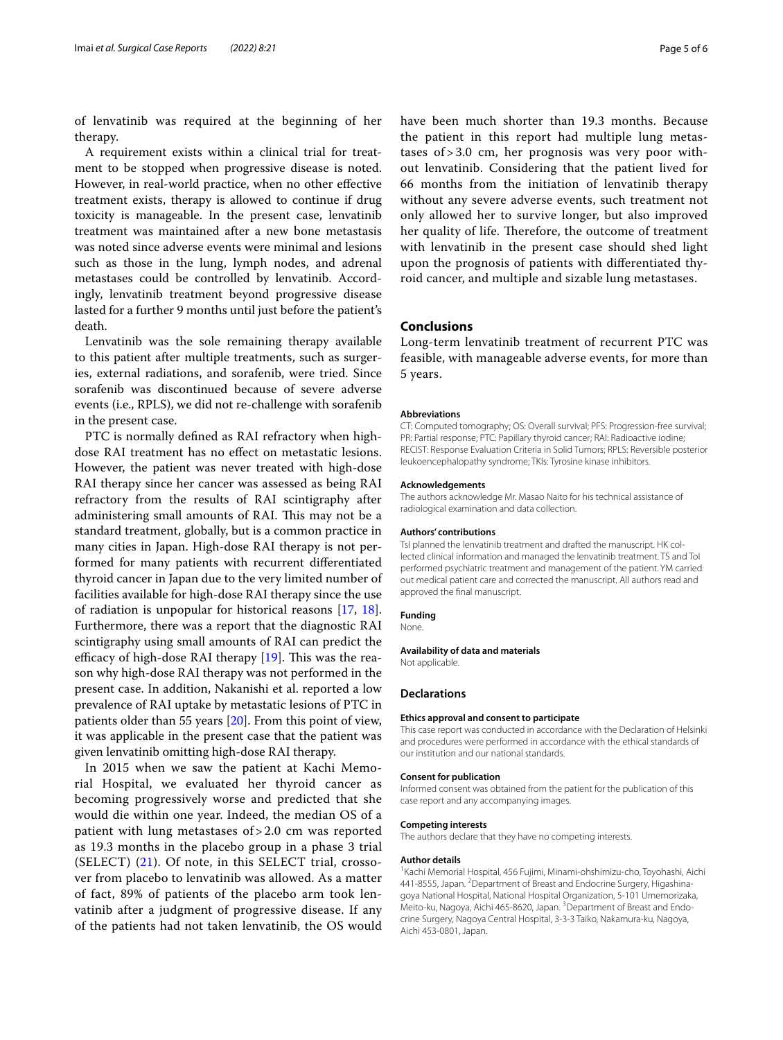of lenvatinib was required at the beginning of her therapy.

A requirement exists within a clinical trial for treatment to be stopped when progressive disease is noted. However, in real-world practice, when no other effective treatment exists, therapy is allowed to continue if drug toxicity is manageable. In the present case, lenvatinib treatment was maintained after a new bone metastasis was noted since adverse events were minimal and lesions such as those in the lung, lymph nodes, and adrenal metastases could be controlled by lenvatinib. Accordingly, lenvatinib treatment beyond progressive disease lasted for a further 9 months until just before the patient's death.

Lenvatinib was the sole remaining therapy available to this patient after multiple treatments, such as surgeries, external radiations, and sorafenib, were tried. Since sorafenib was discontinued because of severe adverse events (i.e., RPLS), we did not re-challenge with sorafenib in the present case.

PTC is normally defined as RAI refractory when high-dose RAI treatment has no effect on metastatic lesions. However, the patient was never treated with high-dose RAI therapy since her cancer was assessed as being RAI refractory from the results of RAI scintigraphy after administering small amounts of RAI. This may not be a standard treatment, globally, but is a common practice in many cities in Japan. High-dose RAI therapy is not performed for many patients with recurrent differentiated thyroid cancer in Japan due to the very limited number of facilities available for high-dose RAI therapy since the use of radiation is unpopular for historical reasons [17, 18]. Furthermore, there was a report that the diagnostic RAI scintigraphy using small amounts of RAI can predict the efficacy of high-dose RAI therapy [19]. This was the reason why high-dose RAI therapy was not performed in the present case. In addition, Nakanishi et al. reported a low prevalence of RAI uptake by metastatic lesions of PTC in patients older than 55 years [20]. From this point of view, it was applicable in the present case that the patient was given lenvatinib omitting high-dose RAI therapy.

In 2015 when we saw the patient at Kachi Memorial Hospital, we evaluated her thyroid cancer as becoming progressively worse and predicted that she would die within one year. Indeed, the median OS of a patient with lung metastases of > 2.0 cm was reported as 19.3 months in the placebo group in a phase 3 trial (SELECT) (21). Of note, in this SELECT trial, crossover from placebo to lenvatinib was allowed. As a matter of fact, 89% of patients of the placebo arm took lenvatinib after a judgment of progressive disease. If any of the patients had not taken lenvatinib, the OS would have been much shorter than 19.3 months. Because the patient in this report had multiple lung metastases of > 3.0 cm, her prognosis was very poor without lenvatinib. Considering that the patient lived for 66 months from the initiation of lenvatinib therapy without any severe adverse events, such treatment not only allowed her to survive longer, but also improved her quality of life. Therefore, the outcome of treatment with lenvatinib in the present case should shed light upon the prognosis of patients with differentiated thyroid cancer, and multiple and sizable lung metastases.

## Conclusions

Long-term lenvatinib treatment of recurrent PTC was feasible, with manageable adverse events, for more than 5 years.

#### Abbreviations

CT: Computed tomography; OS: Overall survival; PFS: Progression-free survival; PR: Partial response; PTC: Papillary thyroid cancer; RAI: Radioactive iodine; RECIST: Response Evaluation Criteria in Solid Tumors; RPLS: Reversible posterior leukoencephalopathy syndrome; TKIs: Tyrosine kinase inhibitors.

#### Acknowledgements

The authors acknowledge Mr. Masao Naito for his technical assistance of radiological examination and data collection.

#### Authors' contributions

TsI planned the lenvatinib treatment and drafted the manuscript. HK collected clinical information and managed the lenvatinib treatment. TS and ToI performed psychiatric treatment and management of the patient. YM carried out medical patient care and corrected the manuscript. All authors read and approved the final manuscript.

#### Funding

None.

#### Availability of data and materials

Not applicable.

## Declarations

#### Ethics approval and consent to participate

This case report was conducted in accordance with the Declaration of Helsinki and procedures were performed in accordance with the ethical standards of our institution and our national standards.

#### Consent for publication

Informed consent was obtained from the patient for the publication of this case report and any accompanying images.

#### Competing interests

The authors declare that they have no competing interests.

#### Author details

[1] Kachi Memorial Hospital, 456 Fujimi, Minami-ohshimizu-cho, Toyohashi, Aichi 441-8555, Japan. [2] Department of Breast and Endocrine Surgery, Higashinagoya National Hospital, National Hospital Organization, 5-101 Umemorizaka, Meito-ku, Nagoya, Aichi 465-8620, Japan. [3] Department of Breast and Endocrine Surgery, Nagoya Central Hospital, 3-3-3 Taiko, Nakamura-ku, Nagoya, Aichi 453-0801, Japan.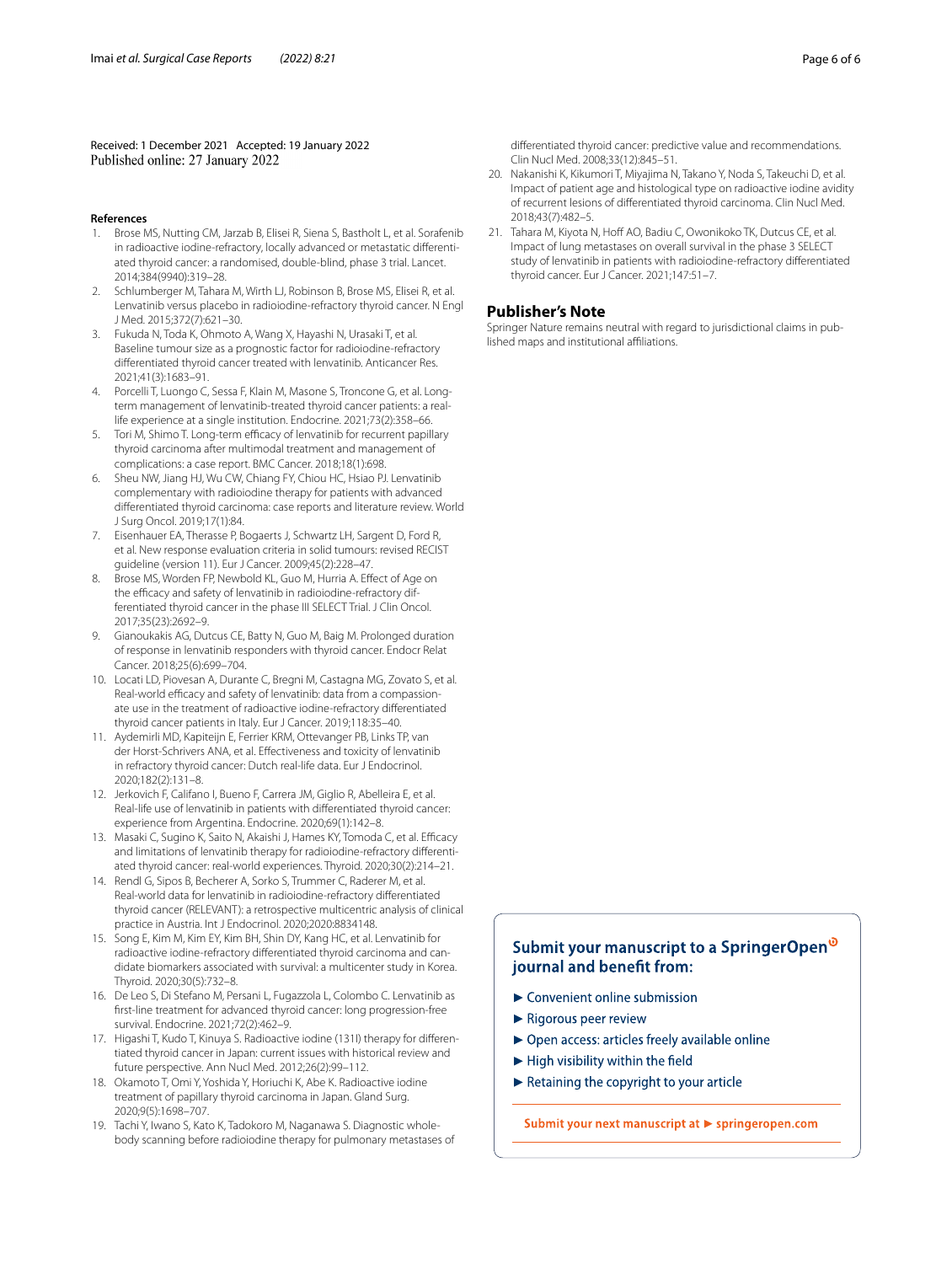Received: 1 December 2021 Accepted: 19 January 2022
Published online: 27 January 2022

## References

1. Brose MS, Nutting CM, Jarzab B, Elisei R, Siena S, Bastholt L, et al. Sorafenib in radioactive iodine-refractory, locally advanced or metastatic differentiated thyroid cancer: a randomised, double-blind, phase 3 trial. Lancet. 2014;384(9940):319–28.
2. Schlumberger M, Tahara M, Wirth LJ, Robinson B, Brose MS, Elisei R, et al. Lenvatinib versus placebo in radioiodine-refractory thyroid cancer. N Engl J Med. 2015;372(7):621–30.
3. Fukuda N, Toda K, Ohmoto A, Wang X, Hayashi N, Urasaki T, et al. Baseline tumour size as a prognostic factor for radioiodine-refractory differentiated thyroid cancer treated with lenvatinib. Anticancer Res. 2021;41(3):1683–91.
4. Porcelli T, Luongo C, Sessa F, Klain M, Masone S, Troncone G, et al. Long-term management of lenvatinib-treated thyroid cancer patients: a real-life experience at a single institution. Endocrine. 2021;73(2):358–66.
5. Tori M, Shimo T. Long-term efficacy of lenvatinib for recurrent papillary thyroid carcinoma after multimodal treatment and management of complications: a case report. BMC Cancer. 2018;18(1):698.
6. Sheu NW, Jiang HJ, Wu CW, Chiang FY, Chiou HC, Hsiao PJ. Lenvatinib complementary with radioiodine therapy for patients with advanced differentiated thyroid carcinoma: case reports and literature review. World J Surg Oncol. 2019;17(1):84.
7. Eisenhauer EA, Therasse P, Bogaerts J, Schwartz LH, Sargent D, Ford R, et al. New response evaluation criteria in solid tumours: revised RECIST guideline (version 11). Eur J Cancer. 2009;45(2):228–47.
8. Brose MS, Worden FP, Newbold KL, Guo M, Hurria A. Effect of Age on the efficacy and safety of lenvatinib in radioiodine-refractory differentiated thyroid cancer in the phase III SELECT Trial. J Clin Oncol. 2017;35(23):2692–9.
9. Gianoukakis AG, Dutcus CE, Batty N, Guo M, Baig M. Prolonged duration of response in lenvatinib responders with thyroid cancer. Endocr Relat Cancer. 2018;25(6):699–704.
10. Locati LD, Piovesan A, Durante C, Bregni M, Castagna MG, Zovato S, et al. Real-world efficacy and safety of lenvatinib: data from a compassionate use in the treatment of radioactive iodine-refractory differentiated thyroid cancer patients in Italy. Eur J Cancer. 2019;118:35–40.
11. Aydemirli MD, Kapiteijn E, Ferrier KRM, Ottevanger PB, Links TP, van der Horst-Schrivers ANA, et al. Effectiveness and toxicity of lenvatinib in refractory thyroid cancer: Dutch real-life data. Eur J Endocrinol. 2020;182(2):131–8.
12. Jerkovich F, Califano I, Bueno F, Carrera JM, Giglio R, Abelleira E, et al. Real-life use of lenvatinib in patients with differentiated thyroid cancer: experience from Argentina. Endocrine. 2020;69(1):142–8.
13. Masaki C, Sugino K, Saito N, Akaishi J, Hames KY, Tomoda C, et al. Efficacy and limitations of lenvatinib therapy for radioiodine-refractory differentiated thyroid cancer: real-world experiences. Thyroid. 2020;30(2):214–21.
14. Rendl G, Sipos B, Becherer A, Sorko S, Trummer C, Raderer M, et al. Real-world data for lenvatinib in radioiodine-refractory differentiated thyroid cancer (RELEVANT): a retrospective multicentric analysis of clinical practice in Austria. Int J Endocrinol. 2020;2020:8834148.
15. Song E, Kim M, Kim EY, Kim BH, Shin DY, Kang HC, et al. Lenvatinib for radioactive iodine-refractory differentiated thyroid carcinoma and candidate biomarkers associated with survival: a multicenter study in Korea. Thyroid. 2020;30(5):732–8.
16. De Leo S, Di Stefano M, Persani L, Fugazzola L, Colombo C. Lenvatinib as first-line treatment for advanced thyroid cancer: long progression-free survival. Endocrine. 2021;72(2):462–9.
17. Higashi T, Kudo T, Kinuya S. Radioactive iodine (131I) therapy for differentiated thyroid cancer in Japan: current issues with historical review and future perspective. Ann Nucl Med. 2012;26(2):99–112.
18. Okamoto T, Omi Y, Yoshida Y, Horiuchi K, Abe K. Radioactive iodine treatment of papillary thyroid carcinoma in Japan. Gland Surg. 2020;9(5):1698–707.
19. Tachi Y, Iwano S, Kato K, Tadokoro M, Naganawa S. Diagnostic whole-body scanning before radioiodine therapy for pulmonary metastases of differentiated thyroid cancer: predictive value and recommendations. Clin Nucl Med. 2008;33(12):845–51.
20. Nakanishi K, Kikumori T, Miyajima N, Takano Y, Noda S, Takeuchi D, et al. Impact of patient age and histological type on radioactive iodine avidity of recurrent lesions of differentiated thyroid carcinoma. Clin Nucl Med. 2018;43(7):482–5.
21. Tahara M, Kiyota N, Hoff AO, Badiu C, Owonikoko TK, Dutcus CE, et al. Impact of lung metastases on overall survival in the phase 3 SELECT study of lenvatinib in patients with radioiodine-refractory differentiated thyroid cancer. Eur J Cancer. 2021;147:51–7.

## Publisher's Note

Springer Nature remains neutral with regard to jurisdictional claims in published maps and institutional affiliations.

**Submit your manuscript to a SpringerOpen journal and benefit from:**

- ► Convenient online submission
- ► Rigorous peer review
- ► Open access: articles freely available online
- ► High visibility within the field
- ► Retaining the copyright to your article

**Submit your next manuscript at ► springeropen.com**